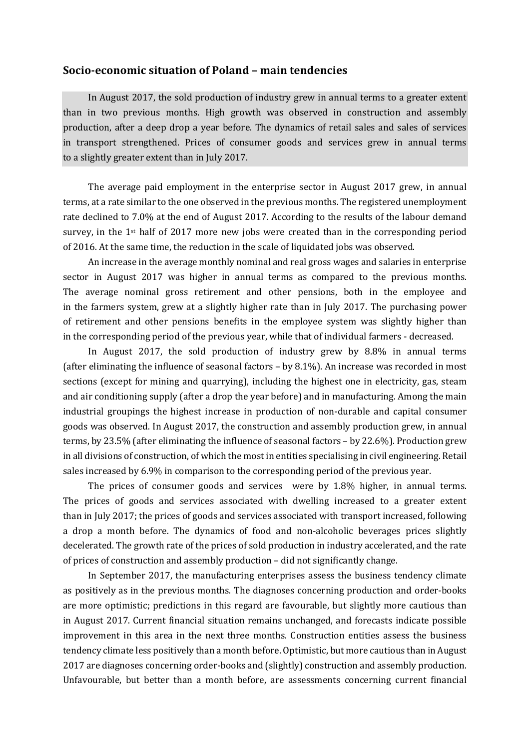## Socio-economic situation of Poland – main tendencies

In August 2017, the sold production of industry grew in annual terms to a greater extent than in two previous months. High growth was observed in construction and assembly production, after a deep drop a year before. The dynamics of retail sales and sales of services in transport strengthened. Prices of consumer goods and services grew in annual terms to a slightly greater extent than in July 2017.

The average paid employment in the enterprise sector in August 2017 grew, in annual terms, at a rate similar to the one observed in the previous months. The registered unemployment rate declined to 7.0% at the end of August 2017. According to the results of the labour demand survey, in the 1st half of 2017 more new jobs were created than in the corresponding period of 2016. At the same time, the reduction in the scale of liquidated jobs was observed.

An increase in the average monthly nominal and real gross wages and salaries in enterprise sector in August 2017 was higher in annual terms as compared to the previous months. The average nominal gross retirement and other pensions, both in the employee and in the farmers system, grew at a slightly higher rate than in July 2017. The purchasing power of retirement and other pensions benefits in the employee system was slightly higher than in the corresponding period of the previous year, while that of individual farmers - decreased.

In August 2017, the sold production of industry grew by 8.8% in annual terms (after eliminating the influence of seasonal factors – by 8.1%). An increase was recorded in most sections (except for mining and quarrying), including the highest one in electricity, gas, steam and air conditioning supply (after a drop the year before) and in manufacturing. Among the main industrial groupings the highest increase in production of non-durable and capital consumer goods was observed. In August 2017, the construction and assembly production grew, in annual terms, by 23.5% (after eliminating the influence of seasonal factors – by 22.6%). Production grew in all divisions of construction, of which the most in entities specialising in civil engineering. Retail sales increased by 6.9% in comparison to the corresponding period of the previous year.

The prices of consumer goods and services were by 1.8% higher, in annual terms. The prices of goods and services associated with dwelling increased to a greater extent than in July 2017; the prices of goods and services associated with transport increased, following a drop a month before. The dynamics of food and non-alcoholic beverages prices slightly decelerated. The growth rate of the prices of sold production in industry accelerated, and the rate of prices of construction and assembly production – did not significantly change.

In September 2017, the manufacturing enterprises assess the business tendency climate as positively as in the previous months. The diagnoses concerning production and order-books are more optimistic; predictions in this regard are favourable, but slightly more cautious than in August 2017. Current financial situation remains unchanged, and forecasts indicate possible improvement in this area in the next three months. Construction entities assess the business tendency climate less positively than a month before. Optimistic, but more cautious than in August 2017 are diagnoses concerning order-books and (slightly) construction and assembly production. Unfavourable, but better than a month before, are assessments concerning current financial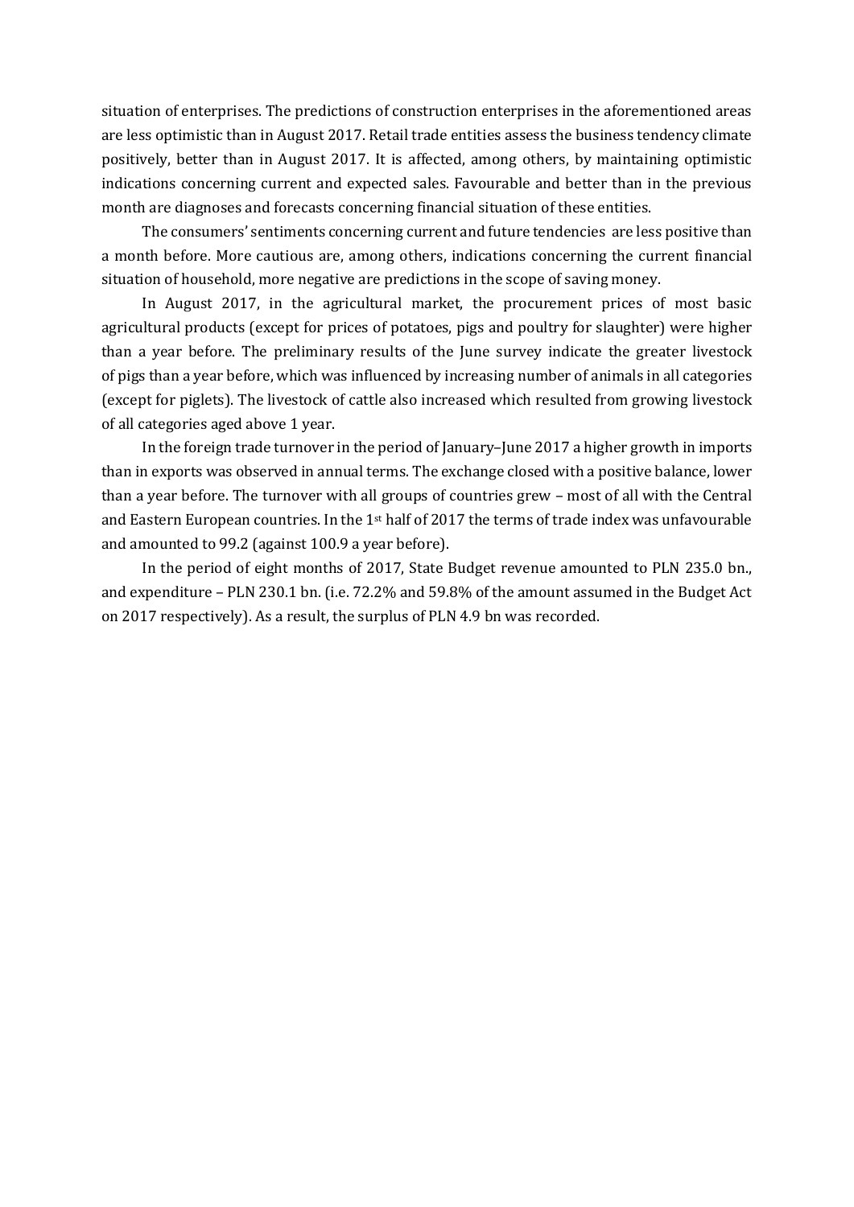situation of enterprises. The predictions of construction enterprises in the aforementioned areas are less optimistic than in August 2017. Retail trade entities assess the business tendency climate positively, better than in August 2017. It is affected, among others, by maintaining optimistic indications concerning current and expected sales. Favourable and better than in the previous month are diagnoses and forecasts concerning financial situation of these entities.

The consumers' sentiments concerning current and future tendencies are less positive than a month before. More cautious are, among others, indications concerning the current financial situation of household, more negative are predictions in the scope of saving money.

In August 2017, in the agricultural market, the procurement prices of most basic agricultural products (except for prices of potatoes, pigs and poultry for slaughter) were higher than a year before. The preliminary results of the June survey indicate the greater livestock of pigs than a year before, which was influenced by increasing number of animals in all categories (except for piglets). The livestock of cattle also increased which resulted from growing livestock of all categories aged above 1 year.

In the foreign trade turnover in the period of January–June 2017 a higher growth in imports than in exports was observed in annual terms. The exchange closed with a positive balance, lower than a year before. The turnover with all groups of countries grew – most of all with the Central and Eastern European countries. In the 1st half of 2017 the terms of trade index was unfavourable and amounted to 99.2 (against 100.9 a year before).

In the period of eight months of 2017, State Budget revenue amounted to PLN 235.0 bn., and expenditure – PLN 230.1 bn. (i.e. 72.2% and 59.8% of the amount assumed in the Budget Act on 2017 respectively). As a result, the surplus of PLN 4.9 bn was recorded.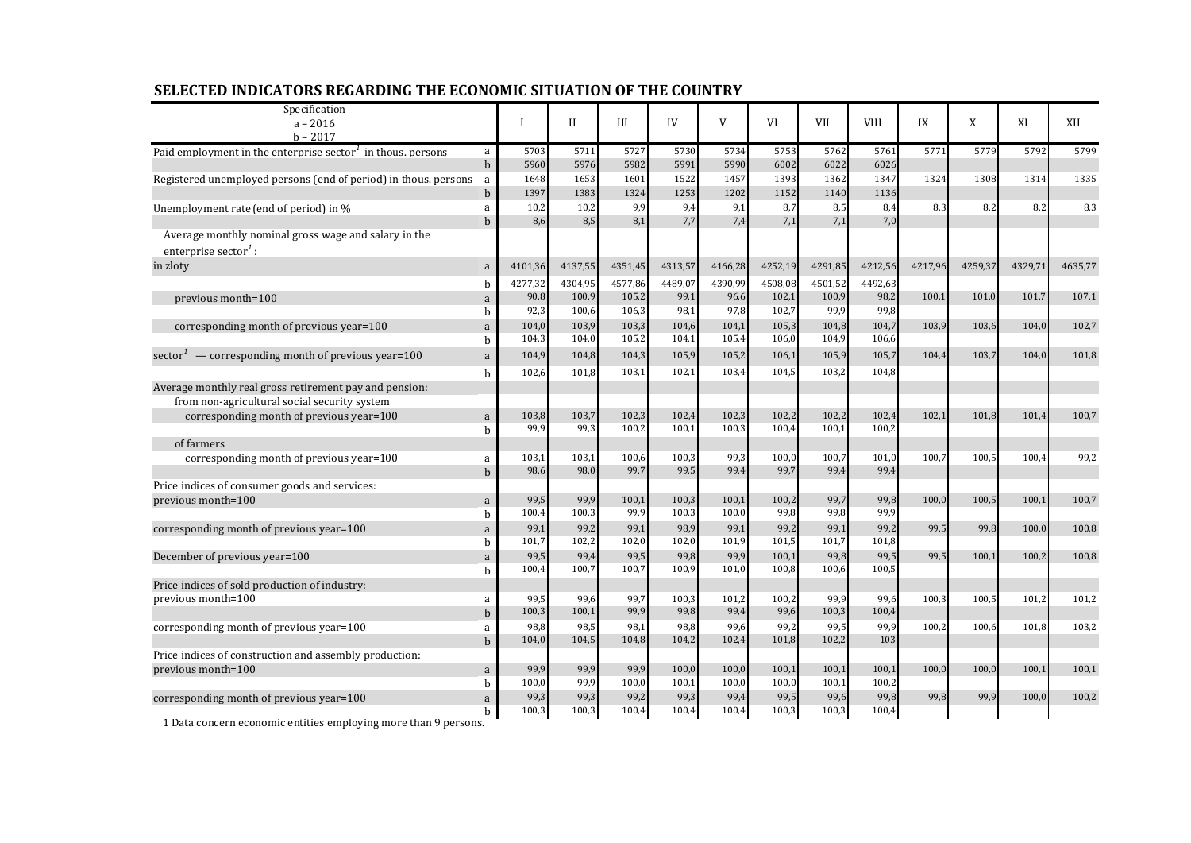## SELECTED INDICATORS REGARDING THE ECONOMIC SITUATION OF THE COUNTRY

| Specification a – 2016 b – 2017 | | I | II | III | IV | V | VI | VII | VIII | IX | X | XI | XII |
|---|---|---|---|---|---|---|---|---|---|---|---|---|---|
| Paid employment in the enterprise sector[1] in thous. persons | a | 5703 | 5711 | 5727 | 5730 | 5734 | 5753 | 5762 | 5761 | 5771 | 5779 | 5792 | 5799 |
| | b | 5960 | 5976 | 5982 | 5991 | 5990 | 6002 | 6022 | 6026 | | | | |
| Registered unemployed persons (end of period) in thous. persons | a | 1648 | 1653 | 1601 | 1522 | 1457 | 1393 | 1362 | 1347 | 1324 | 1308 | 1314 | 1335 |
| | b | 1397 | 1383 | 1324 | 1253 | 1202 | 1152 | 1140 | 1136 | | | | |
| Unemployment rate (end of period) in % | a | 10,2 | 10,2 | 9,9 | 9,4 | 9,1 | 8,7 | 8,5 | 8,4 | 8,3 | 8,2 | 8,2 | 8,3 |
| | b | 8,6 | 8,5 | 8,1 | 7,7 | 7,4 | 7,1 | 7,1 | 7,0 | | | | |
| Average monthly nominal gross wage and salary in the enterprise sector[1]: | | | | | | | | | | | | | |
| in zloty | a | 4101,36 | 4137,55 | 4351,45 | 4313,57 | 4166,28 | 4252,19 | 4291,85 | 4212,56 | 4217,96 | 4259,37 | 4329,71 | 4635,77 |
| | b | 4277,32 | 4304,95 | 4577,86 | 4489,07 | 4390,99 | 4508,08 | 4501,52 | 4492,63 | | | | |
| previous month=100 | a | 90,8 | 100,9 | 105,2 | 99,1 | 96,6 | 102,1 | 100,9 | 98,2 | 100,1 | 101,0 | 101,7 | 107,1 |
| | b | 92,3 | 100,6 | 106,3 | 98,1 | 97,8 | 102,7 | 99,9 | 99,8 | | | | |
| corresponding month of previous year=100 | a | 104,0 | 103,9 | 103,3 | 104,6 | 104,1 | 105,3 | 104,8 | 104,7 | 103,9 | 103,6 | 104,0 | 102,7 |
| | b | 104,3 | 104,0 | 105,2 | 104,1 | 105,4 | 106,0 | 104,9 | 106,6 | | | | |
| sector[1] — corresponding month of previous year=100 | a | 104,9 | 104,8 | 104,3 | 105,9 | 105,2 | 106,1 | 105,9 | 105,7 | 104,4 | 103,7 | 104,0 | 101,8 |
| | b | 102,6 | 101,8 | 103,1 | 102,1 | 103,4 | 104,5 | 103,2 | 104,8 | | | | |
| Average monthly real gross retirement pay and pension: | | | | | | | | | | | | | |
| from non-agricultural social security system | | | | | | | | | | | | | |
| corresponding month of previous year=100 | a | 103,8 | 103,7 | 102,3 | 102,4 | 102,3 | 102,2 | 102,2 | 102,4 | 102,1 | 101,8 | 101,4 | 100,7 |
| | b | 99,9 | 99,3 | 100,2 | 100,1 | 100,3 | 100,4 | 100,1 | 100,2 | | | | |
| of farmers | | | | | | | | | | | | | |
| corresponding month of previous year=100 | a | 103,1 | 103,1 | 100,6 | 100,3 | 99,3 | 100,0 | 100,7 | 101,0 | 100,7 | 100,5 | 100,4 | 99,2 |
| | b | 98,6 | 98,0 | 99,7 | 99,5 | 99,4 | 99,7 | 99,4 | 99,4 | | | | |
| Price indices of consumer goods and services: | | | | | | | | | | | | | |
| previous month=100 | a | 99,5 | 99,9 | 100,1 | 100,3 | 100,1 | 100,2 | 99,7 | 99,8 | 100,0 | 100,5 | 100,1 | 100,7 |
| | b | 100,4 | 100,3 | 99,9 | 100,3 | 100,0 | 99,8 | 99,8 | 99,9 | | | | |
| corresponding month of previous year=100 | a | 99,1 | 99,2 | 99,1 | 98,9 | 99,1 | 99,2 | 99,1 | 99,2 | 99,5 | 99,8 | 100,0 | 100,8 |
| | b | 101,7 | 102,2 | 102,0 | 102,0 | 101,9 | 101,5 | 101,7 | 101,8 | | | | |
| December of previous year=100 | a | 99,5 | 99,4 | 99,5 | 99,8 | 99,9 | 100,1 | 99,8 | 99,5 | 99,5 | 100,1 | 100,2 | 100,8 |
| | b | 100,4 | 100,7 | 100,7 | 100,9 | 101,0 | 100,8 | 100,6 | 100,5 | | | | |
| Price indices of sold production of industry: | | | | | | | | | | | | | |
| previous month=100 | a | 99,5 | 99,6 | 99,7 | 100,3 | 101,2 | 100,2 | 99,9 | 99,6 | 100,3 | 100,5 | 101,2 | 101,2 |
| | b | 100,3 | 100,1 | 99,9 | 99,8 | 99,4 | 99,6 | 100,3 | 100,4 | | | | |
| corresponding month of previous year=100 | a | 98,8 | 98,5 | 98,1 | 98,8 | 99,6 | 99,2 | 99,5 | 99,9 | 100,2 | 100,6 | 101,8 | 103,2 |
| | b | 104,0 | 104,5 | 104,8 | 104,2 | 102,4 | 101,8 | 102,2 | 103 | | | | |
| Price indices of construction and assembly production: | | | | | | | | | | | | | |
| previous month=100 | a | 99,9 | 99,9 | 99,9 | 100,0 | 100,0 | 100,1 | 100,1 | 100,1 | 100,0 | 100,0 | 100,1 | 100,1 |
| | b | 100,0 | 99,9 | 100,0 | 100,1 | 100,0 | 100,0 | 100,1 | 100,2 | | | | |
| corresponding month of previous year=100 | a | 99,3 | 99,3 | 99,2 | 99,3 | 99,4 | 99,5 | 99,6 | 99,8 | 99,8 | 99,9 | 100,0 | 100,2 |
| | b | 100,3 | 100,3 | 100,4 | 100,4 | 100,4 | 100,3 | 100,3 | 100,4 | | | | |

1 Data concern economic entities employing more than 9 persons.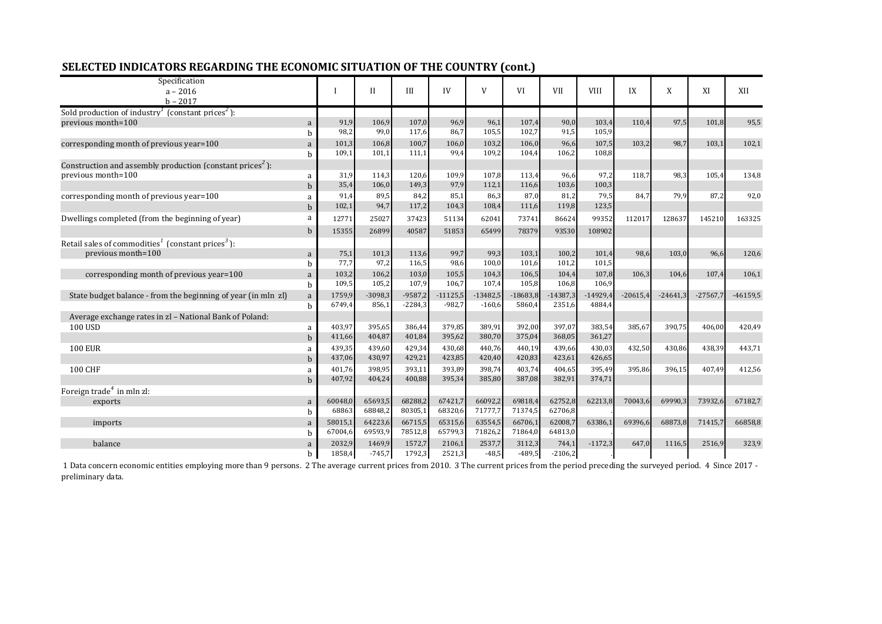## SELECTED INDICATORS REGARDING THE ECONOMIC SITUATION OF THE COUNTRY (cont.)

| Specification<br>a – 2016<br>b – 2017 | | I | II | III | IV | V | VI | VII | VIII | IX | X | XI | XII |
|---|---|---|---|---|---|---|---|---|---|---|---|---|---|
| Sold production of industry[1] (constant prices[2]): | | | | | | | | | | | | | |
| previous month=100 | a | 91,9 | 106,9 | 107,0 | 96,9 | 96,1 | 107,4 | 90,0 | 103,4 | 110,4 | 97,5 | 101,8 | 95,5 |
| | b | 98,2 | 99,0 | 117,6 | 86,7 | 105,5 | 102,7 | 91,5 | 105,9 | | | | |
| corresponding month of previous year=100 | a | 101,3 | 106,8 | 100,7 | 106,0 | 103,2 | 106,0 | 96,6 | 107,5 | 103,2 | 98,7 | 103,1 | 102,1 |
| | b | 109,1 | 101,1 | 111,1 | 99,4 | 109,2 | 104,4 | 106,2 | 108,8 | | | | |
| Construction and assembly production (constant prices[2]): | | | | | | | | | | | | | |
| previous month=100 | a | 31,9 | 114,3 | 120,6 | 109,9 | 107,8 | 113,4 | 96,6 | 97,2 | 118,7 | 98,3 | 105,4 | 134,8 |
| | b | 35,4 | 106,0 | 149,3 | 97,9 | 112,1 | 116,6 | 103,6 | 100,3 | | | | |
| corresponding month of previous year=100 | a | 91,4 | 89,5 | 84,2 | 85,1 | 86,3 | 87,0 | 81,2 | 79,5 | 84,7 | 79,9 | 87,2 | 92,0 |
| | b | 102,1 | 94,7 | 117,2 | 104,3 | 108,4 | 111,6 | 119,8 | 123,5 | | | | |
| Dwellings completed (from the beginning of year) | a | 12771 | 25027 | 37423 | 51134 | 62041 | 73741 | 86624 | 99352 | 112017 | 128637 | 145210 | 163325 |
| | b | 15355 | 26899 | 40587 | 51853 | 65499 | 78379 | 93530 | 108902 | | | | |
| Retail sales of commodities[1] (constant prices[3]): | | | | | | | | | | | | | |
| previous month=100 | a | 75,1 | 101,3 | 113,6 | 99,7 | 99,3 | 103,1 | 100,2 | 101,4 | 98,6 | 103,0 | 96,6 | 120,6 |
| | b | 77,7 | 97,2 | 116,5 | 98,6 | 100,0 | 101,6 | 101,2 | 101,5 | | | | |
| corresponding month of previous year=100 | a | 103,2 | 106,2 | 103,0 | 105,5 | 104,3 | 106,5 | 104,4 | 107,8 | 106,3 | 104,6 | 107,4 | 106,1 |
| | b | 109,5 | 105,2 | 107,9 | 106,7 | 107,4 | 105,8 | 106,8 | 106,9 | | | | |
| State budget balance - from the beginning of year (in mln zl) | a | 1759,9 | -3098,3 | -9587,2 | -11125,5 | -13482,5 | -18683,8 | -14387,3 | -14929,4 | -20615,4 | -24641,3 | -27567,7 | -46159,5 |
| | b | 6749,4 | 856,1 | -2284,3 | -982,7 | -160,6 | 5860,4 | 2351,6 | 4884,4 | | | | |
| Average exchange rates in zl – National Bank of Poland: | | | | | | | | | | | | | |
| 100 USD | a | 403,97 | 395,65 | 386,44 | 379,85 | 389,91 | 392,00 | 397,07 | 383,54 | 385,67 | 390,75 | 406,00 | 420,49 |
| | b | 411,66 | 404,87 | 401,84 | 395,62 | 380,70 | 375,04 | 368,05 | 361,27 | | | | |
| 100 EUR | a | 439,35 | 439,60 | 429,34 | 430,68 | 440,76 | 440,19 | 439,66 | 430,03 | 432,50 | 430,86 | 438,39 | 443,71 |
| | b | 437,06 | 430,97 | 429,21 | 423,85 | 420,40 | 420,83 | 423,61 | 426,65 | | | | |
| 100 CHF | a | 401,76 | 398,95 | 393,11 | 393,89 | 398,74 | 403,74 | 404,65 | 395,49 | 395,86 | 396,15 | 407,49 | 412,56 |
| | b | 407,92 | 404,24 | 400,88 | 395,34 | 385,80 | 387,08 | 382,91 | 374,71 | | | | |
| Foreign trade[4] in mln zl: | | | | | | | | | | | | | |
| exports | a | 60048,0 | 65693,5 | 68288,2 | 67421,7 | 66092,2 | 69818,4 | 62752,8 | 62213,8 | 70043,6 | 69990,3 | 73932,6 | 67182,7 |
| | b | 68863 | 68848,2 | 80305,1 | 68320,6 | 71777,7 | 71374,5 | 62706,8 | . | | | | |
| imports | a | 58015,1 | 64223,6 | 66715,5 | 65315,6 | 63554,5 | 66706,1 | 62008,7 | 63386,1 | 69396,6 | 68873,8 | 71415,7 | 66858,8 |
| | b | 67004,6 | 69593,9 | 78512,8 | 65799,3 | 71826,2 | 71864,0 | 64813,0 | . | | | | |
| balance | a | 2032,9 | 1469,9 | 1572,7 | 2106,1 | 2537,7 | 3112,3 | 744,1 | -1172,3 | 647,0 | 1116,5 | 2516,9 | 323,9 |
| | b | 1858,4 | -745,7 | 1792,3 | 2521,3 | -48,5 | -489,5 | -2106,2 | . | | | | |

1 Data concern economic entities employing more than 9 persons. 2 The average current prices from 2010. 3 The current prices from the period preceding the surveyed period. 4 Since 2017 - preliminary data.